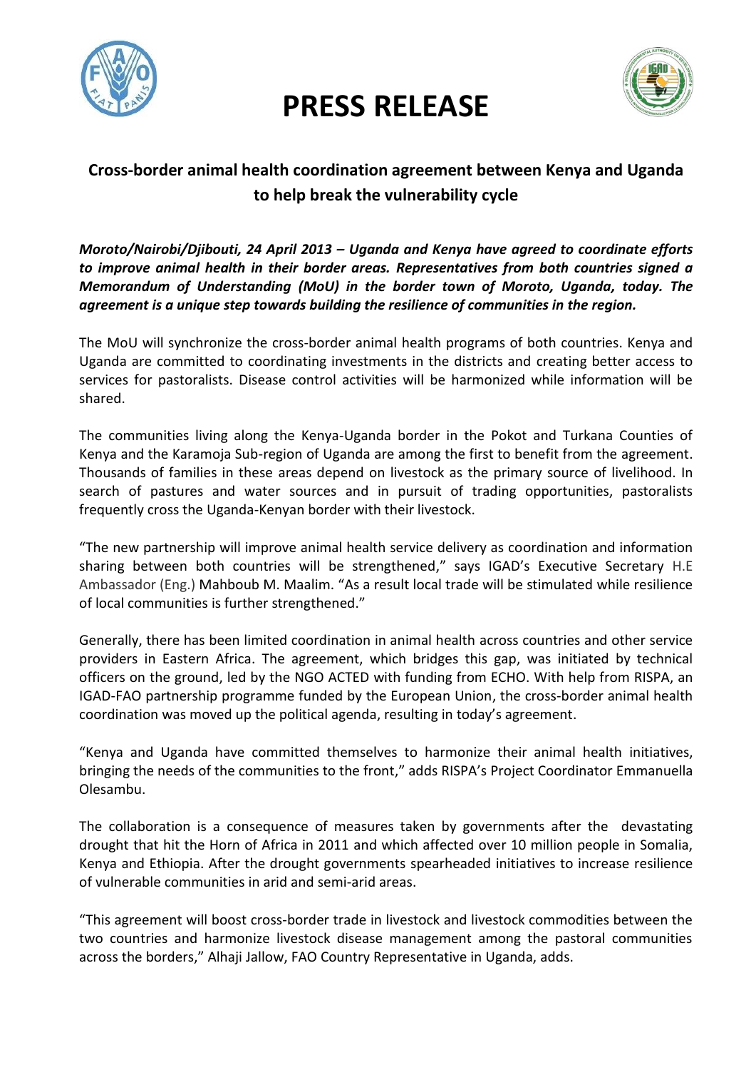# PRESS RELEASE

## Cross-border animal health coordination agreement between Kenya and Uganda to help break the vulnerability cycle

***Moroto/Nairobi/Djibouti, 24 April 2013 – Uganda and Kenya have agreed to coordinate efforts to improve animal health in their border areas. Representatives from both countries signed a Memorandum of Understanding (MoU) in the border town of Moroto, Uganda, today. The agreement is a unique step towards building the resilience of communities in the region.***

The MoU will synchronize the cross-border animal health programs of both countries. Kenya and Uganda are committed to coordinating investments in the districts and creating better access to services for pastoralists. Disease control activities will be harmonized while information will be shared.

The communities living along the Kenya-Uganda border in the Pokot and Turkana Counties of Kenya and the Karamoja Sub-region of Uganda are among the first to benefit from the agreement. Thousands of families in these areas depend on livestock as the primary source of livelihood. In search of pastures and water sources and in pursuit of trading opportunities, pastoralists frequently cross the Uganda-Kenyan border with their livestock.

"The new partnership will improve animal health service delivery as coordination and information sharing between both countries will be strengthened," says IGAD's Executive Secretary H.E Ambassador (Eng.) Mahboub M. Maalim. "As a result local trade will be stimulated while resilience of local communities is further strengthened."

Generally, there has been limited coordination in animal health across countries and other service providers in Eastern Africa. The agreement, which bridges this gap, was initiated by technical officers on the ground, led by the NGO ACTED with funding from ECHO. With help from RISPA, an IGAD-FAO partnership programme funded by the European Union, the cross-border animal health coordination was moved up the political agenda, resulting in today's agreement.

"Kenya and Uganda have committed themselves to harmonize their animal health initiatives, bringing the needs of the communities to the front," adds RISPA's Project Coordinator Emmanuella Olesambu.

The collaboration is a consequence of measures taken by governments after the devastating drought that hit the Horn of Africa in 2011 and which affected over 10 million people in Somalia, Kenya and Ethiopia. After the drought governments spearheaded initiatives to increase resilience of vulnerable communities in arid and semi-arid areas.

"This agreement will boost cross-border trade in livestock and livestock commodities between the two countries and harmonize livestock disease management among the pastoral communities across the borders," Alhaji Jallow, FAO Country Representative in Uganda, adds.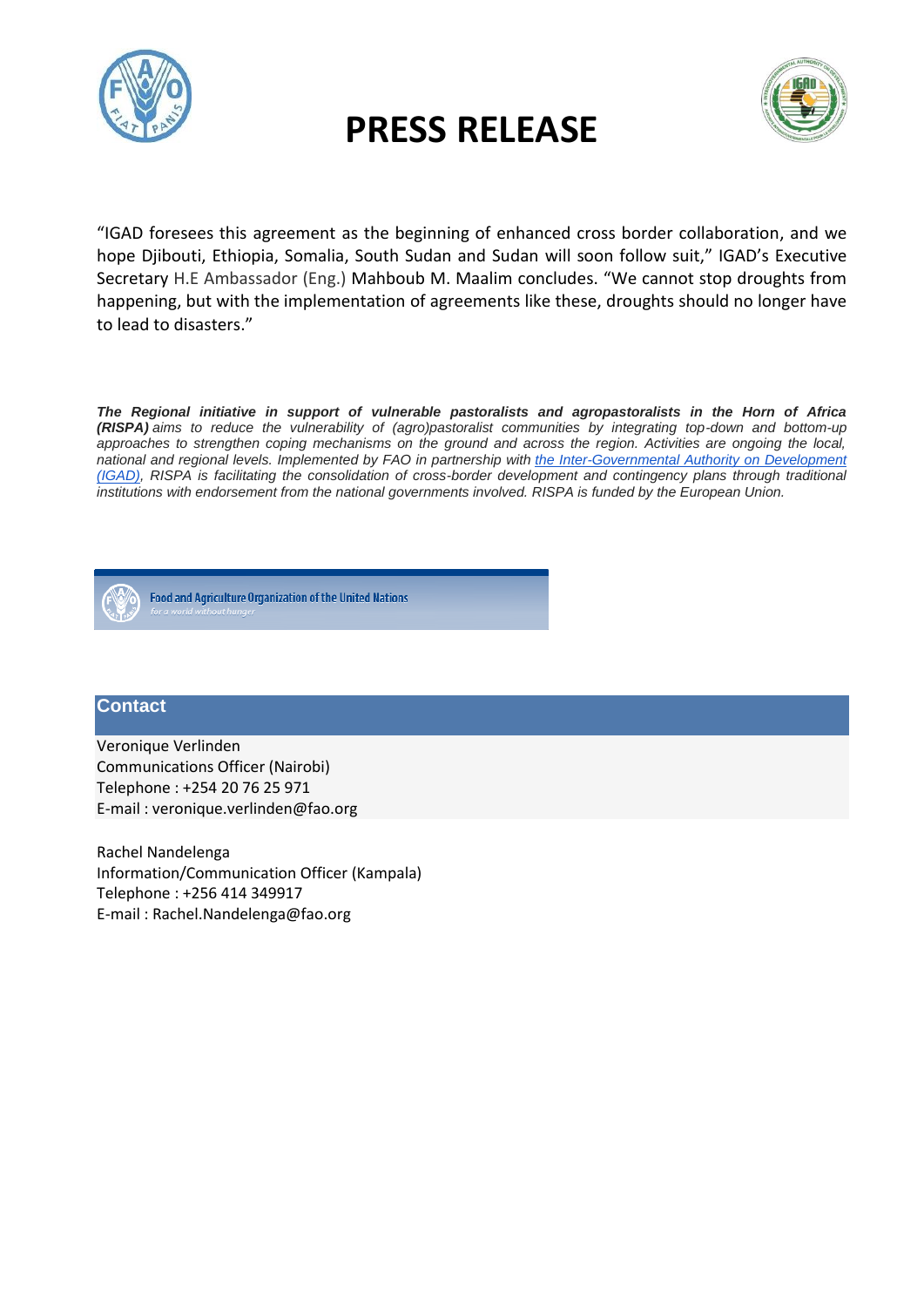# PRESS RELEASE

"IGAD foresees this agreement as the beginning of enhanced cross border collaboration, and we hope Djibouti, Ethiopia, Somalia, South Sudan and Sudan will soon follow suit," IGAD's Executive Secretary H.E Ambassador (Eng.) Mahboub M. Maalim concludes. "We cannot stop droughts from happening, but with the implementation of agreements like these, droughts should no longer have to lead to disasters."

***The Regional initiative in support of vulnerable pastoralists and agropastoralists in the Horn of Africa (RISPA)*** *aims to reduce the vulnerability of (agro)pastoralist communities by integrating top-down and bottom-up approaches to strengthen coping mechanisms on the ground and across the region. Activities are ongoing the local, national and regional levels. Implemented by FAO in partnership with [the Inter-Governmental Authority on Development (IGAD)](), RISPA is facilitating the consolidation of cross-border development and contingency plans through traditional institutions with endorsement from the national governments involved. RISPA is funded by the European Union.*

Food and Agriculture Organization of the United Nations
*for a world without hunger*

## Contact

Veronique Verlinden
Communications Officer (Nairobi)
Telephone : +254 20 76 25 971
E-mail : veronique.verlinden@fao.org

Rachel Nandelenga
Information/Communication Officer (Kampala)
Telephone : +256 414 349917
E-mail : Rachel.Nandelenga@fao.org